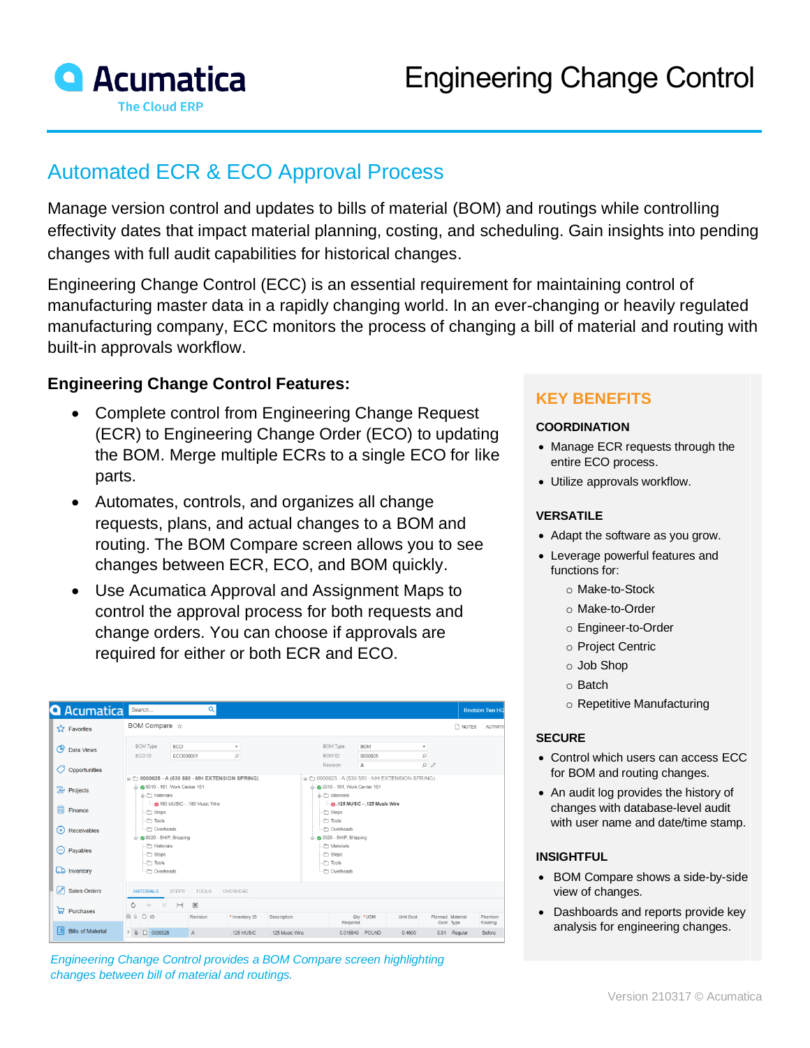# Engineering Change Control

## Automated ECR & ECO Approval Process

Manage version control and updates to bills of material (BOM) and routings while controlling effectivity dates that impact material planning, costing, and scheduling. Gain insights into pending changes with full audit capabilities for historical changes.

Engineering Change Control (ECC) is an essential requirement for maintaining control of manufacturing master data in a rapidly changing world. In an ever-changing or heavily regulated manufacturing company, ECC monitors the process of changing a bill of material and routing with built-in approvals workflow.

**Engineering Change Control Features:**

- Complete control from Engineering Change Request (ECR) to Engineering Change Order (ECO) to updating the BOM. Merge multiple ECRs to a single ECO for like parts.
- Automates, controls, and organizes all change requests, plans, and actual changes to a BOM and routing. The BOM Compare screen allows you to see changes between ECR, ECO, and BOM quickly.
- Use Acumatica Approval and Assignment Maps to control the approval process for both requests and change orders. You can choose if approvals are required for either or both ECR and ECO.

*Engineering Change Control provides a BOM Compare screen highlighting changes between bill of material and routings.*

## KEY BENEFITS

### COORDINATION

- Manage ECR requests through the entire ECO process.
- Utilize approvals workflow.

### VERSATILE

- Adapt the software as you grow.
- Leverage powerful features and functions for:
  - Make-to-Stock
  - Make-to-Order
  - Engineer-to-Order
  - Project Centric
  - Job Shop
  - Batch
  - Repetitive Manufacturing

### SECURE

- Control which users can access ECC for BOM and routing changes.
- An audit log provides the history of changes with database-level audit with user name and date/time stamp.

### INSIGHTFUL

- BOM Compare shows a side-by-side view of changes.
- Dashboards and reports provide key analysis for engineering changes.

Version 210317 © Acumatica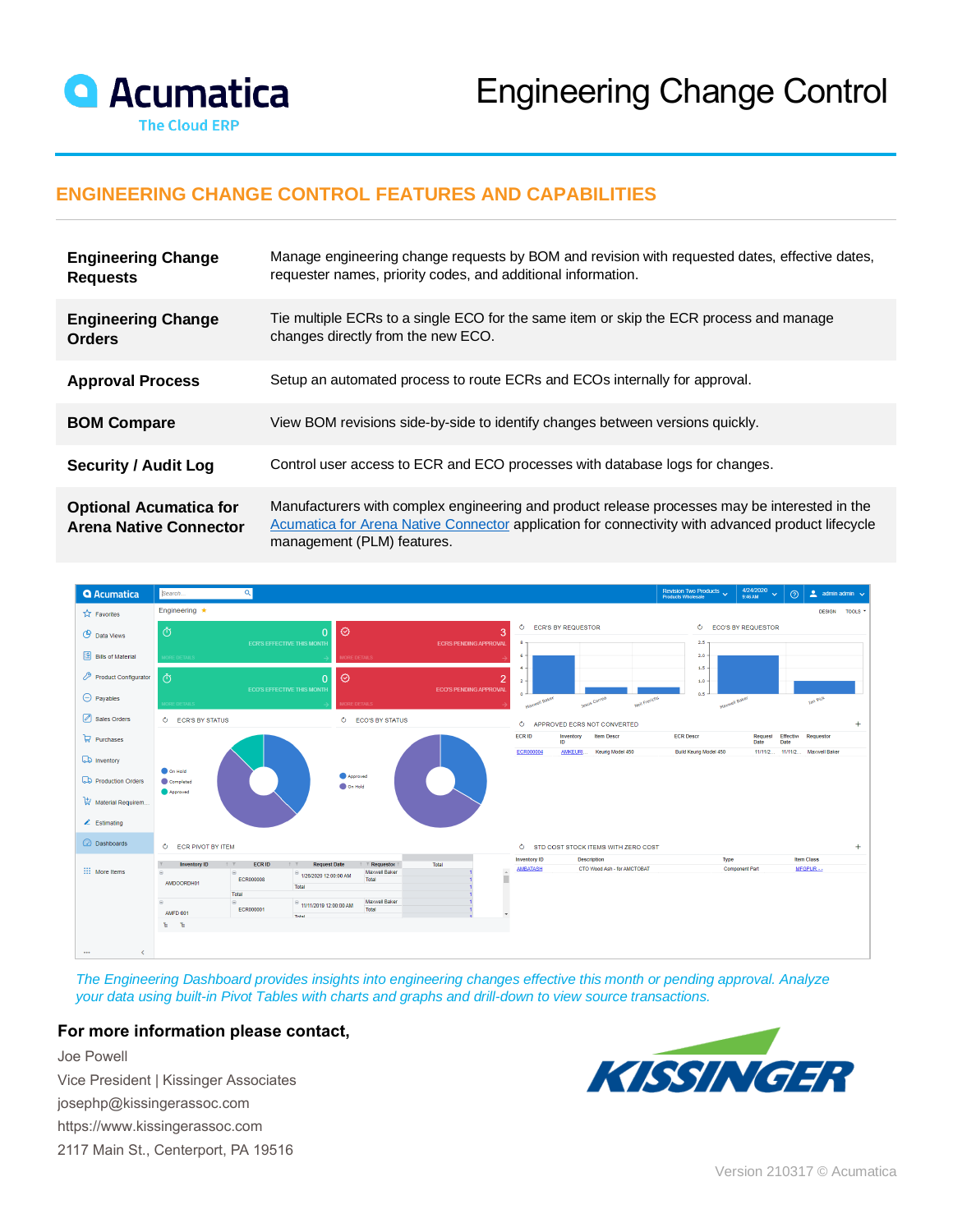# Engineering Change Control

## ENGINEERING CHANGE CONTROL FEATURES AND CAPABILITIES

| | |
|---|---|
| **Engineering Change Requests** | Manage engineering change requests by BOM and revision with requested dates, effective dates, requester names, priority codes, and additional information. |
| **Engineering Change Orders** | Tie multiple ECRs to a single ECO for the same item or skip the ECR process and manage changes directly from the new ECO. |
| **Approval Process** | Setup an automated process to route ECRs and ECOs internally for approval. |
| **BOM Compare** | View BOM revisions side-by-side to identify changes between versions quickly. |
| **Security / Audit Log** | Control user access to ECR and ECO processes with database logs for changes. |
| **Optional Acumatica for Arena Native Connector** | Manufacturers with complex engineering and product release processes may be interested in the Acumatica for Arena Native Connector application for connectivity with advanced product lifecycle management (PLM) features. |

*The Engineering Dashboard provides insights into engineering changes effective this month or pending approval. Analyze your data using built-in Pivot Tables with charts and graphs and drill-down to view source transactions.*

### For more information please contact,

Joe Powell
Vice President | Kissinger Associates
josephp@kissingerassoc.com
https://www.kissingerassoc.com
2117 Main St., Centerport, PA 19516

Version 210317 © Acumatica